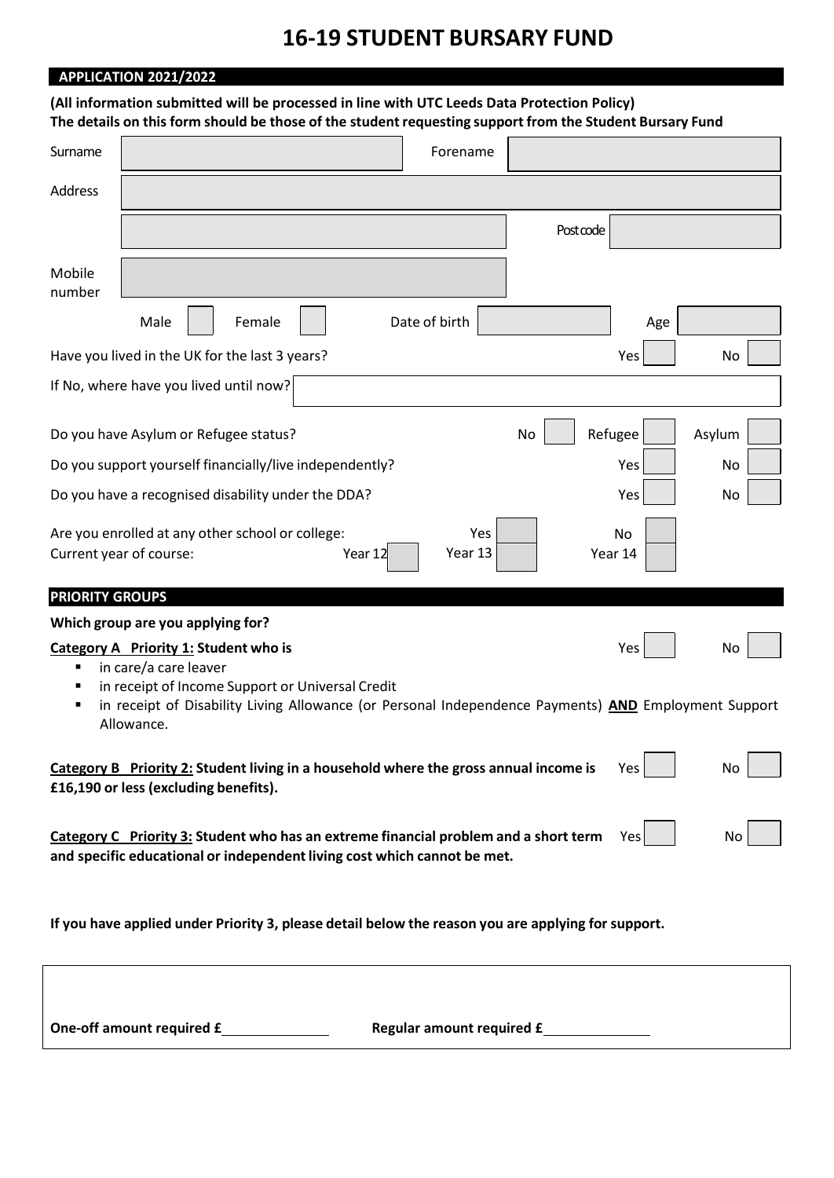# 16-19 STUDENT BURSARY FUND

## APPLICATION 2021/2022

**(All information submitted will be processed in line with UTC Leeds Data Protection Policy)**
**The details on this form should be those of the student requesting support from the Student Bursary Fund**

| Surname | | Forename | |
|---|---|---|---|
| Address | | | |
| | | Postcode | |
| Mobile number | | | |

Male [ ] Female [ ] Date of birth [ ] Age [ ]

Have you lived in the UK for the last 3 years? Yes [ ] No [ ]

If No, where have you lived until now? [ ]

Do you have Asylum or Refugee status? No [ ] Refugee [ ] Asylum [ ]

Do you support yourself financially/live independently? Yes [ ] No [ ]

Do you have a recognised disability under the DDA? Yes [ ] No [ ]

Are you enrolled at any other school or college: Yes [ ] No [ ]

Current year of course: Year 12 [ ] Year 13 [ ] Year 14 [ ]

## PRIORITY GROUPS

**Which group are you applying for?**

**Category A Priority 1: Student who is** Yes [ ] No [ ]

- in care/a care leaver
- in receipt of Income Support or Universal Credit
- in receipt of Disability Living Allowance (or Personal Independence Payments) **AND** Employment Support Allowance.

**Category B Priority 2: Student living in a household where the gross annual income is £16,190 or less (excluding benefits).** Yes [ ] No [ ]

**Category C Priority 3: Student who has an extreme financial problem and a short term and specific educational or independent living cost which cannot be met.** Yes [ ] No [ ]

**If you have applied under Priority 3, please detail below the reason you are applying for support.**

**One-off amount required £**\_\_\_\_\_\_\_\_\_\_\_\_ **Regular amount required £**\_\_\_\_\_\_\_\_\_\_\_\_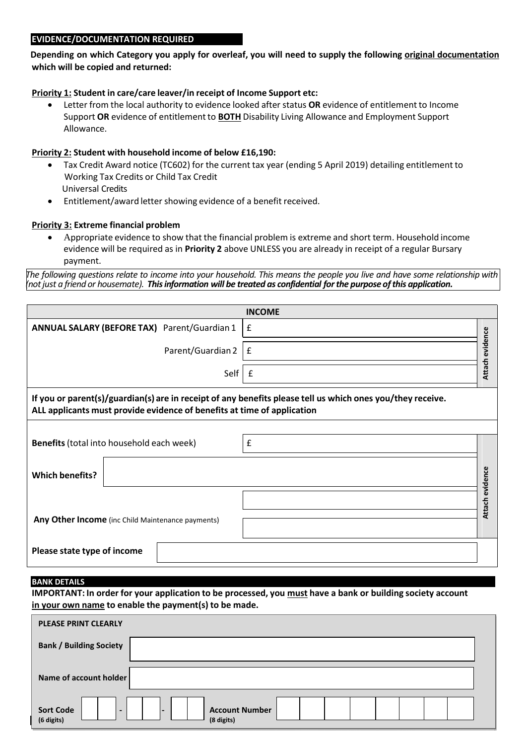## EVIDENCE/DOCUMENTATION REQUIRED

**Depending on which Category you apply for overleaf, you will need to supply the following original documentation which will be copied and returned:**

**Priority 1: Student in care/care leaver/in receipt of Income Support etc:**

- Letter from the local authority to evidence looked after status **OR** evidence of entitlement to Income Support **OR** evidence of entitlement to **BOTH** Disability Living Allowance and Employment Support Allowance.

**Priority 2: Student with household income of below £16,190:**

- Tax Credit Award notice (TC602) for the current tax year (ending 5 April 2019) detailing entitlement to Working Tax Credits or Child Tax Credit
  Universal Credits
- Entitlement/award letter showing evidence of a benefit received.

**Priority 3: Extreme financial problem**

- Appropriate evidence to show that the financial problem is extreme and short term. Household income evidence will be required as in **Priority 2** above UNLESS you are already in receipt of a regular Bursary payment.

*The following questions relate to income into your household. This means the people you live and have some relationship with (not just a friend or housemate).* ***This information will be treated as confidential for the purpose of this application.***

| INCOME | | |
|---|---|---|
| **ANNUAL SALARY (BEFORE TAX)** Parent/Guardian 1 | £ | **Attach evidence** |
| Parent/Guardian 2 | £ | |
| Self | £ | |
| **If you or parent(s)/guardian(s) are in receipt of any benefits please tell us which ones you/they receive. ALL applicants must provide evidence of benefits at time of application** | | |
| **Benefits** (total into household each week) | £ | **Attach evidence** |
| **Which benefits?** | | |
| | | |
| **Any Other Income** (inc Child Maintenance payments) | | |
| **Please state type of income** | | |

## BANK DETAILS

**IMPORTANT: In order for your application to be processed, you must have a bank or building society account in your own name to enable the payment(s) to be made.**

| PLEASE PRINT CLEARLY | |
|---|---|
| **Bank / Building Society** | |
| **Name of account holder** | |
| **Sort Code (6 digits)** | &nbsp; - &nbsp; - &nbsp; |
| **Account Number (8 digits)** | |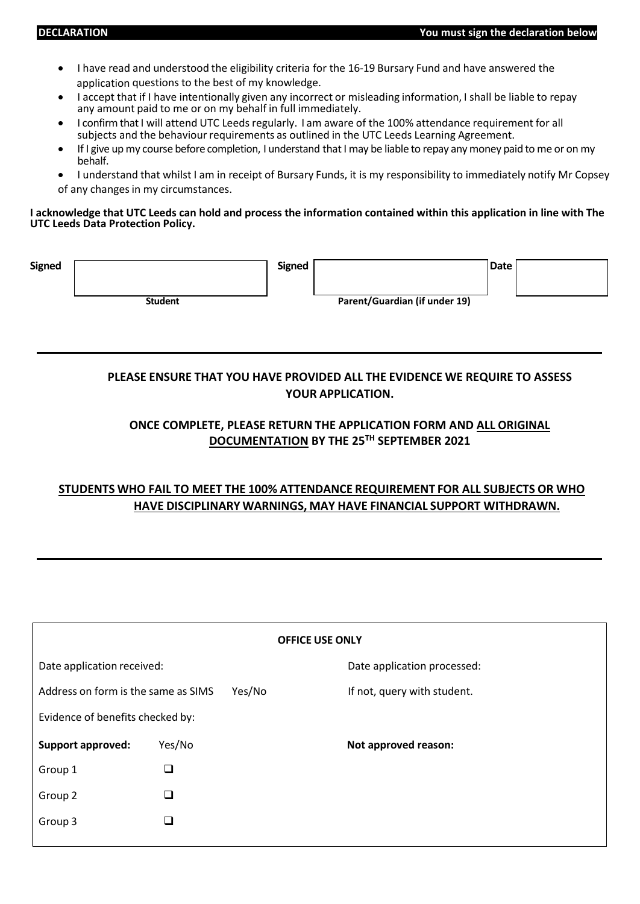**DECLARATION** **You must sign the declaration below**

- I have read and understood the eligibility criteria for the 16-19 Bursary Fund and have answered the application questions to the best of my knowledge.
- I accept that if I have intentionally given any incorrect or misleading information, I shall be liable to repay any amount paid to me or on my behalf in full immediately.
- I confirm that I will attend UTC Leeds regularly. I am aware of the 100% attendance requirement for all subjects and the behaviour requirements as outlined in the UTC Leeds Learning Agreement.
- If I give up my course before completion, I understand that I may be liable to repay any money paid to me or on my behalf.
- I understand that whilst I am in receipt of Bursary Funds, it is my responsibility to immediately notify Mr Copsey of any changes in my circumstances.

**I acknowledge that UTC Leeds can hold and process the information contained within this application in line with The UTC Leeds Data Protection Policy.**

| | | | | | |
|---|---|---|---|---|---|
| **Signed** | | **Signed** | | **Date** | |
| | **Student** | | **Parent/Guardian (if under 19)** | | |

---

**PLEASE ENSURE THAT YOU HAVE PROVIDED ALL THE EVIDENCE WE REQUIRE TO ASSESS YOUR APPLICATION.**

**ONCE COMPLETE, PLEASE RETURN THE APPLICATION FORM AND <u>ALL ORIGINAL DOCUMENTATION</u> BY THE 25TH SEPTEMBER 2021**

**<u>STUDENTS WHO FAIL TO MEET THE 100% ATTENDANCE REQUIREMENT FOR ALL SUBJECTS OR WHO HAVE DISCIPLINARY WARNINGS, MAY HAVE FINANCIAL SUPPORT WITHDRAWN.</u>**

---

**OFFICE USE ONLY**

| | | | |
|---|---|---|---|
| Date application received: | | | Date application processed: |
| Address on form is the same as SIMS | | Yes/No | If not, query with student. |
| Evidence of benefits checked by: | | | |
| **Support approved:** | Yes/No | | **Not approved reason:** |
| Group 1 | ☐ | | |
| Group 2 | ☐ | | |
| Group 3 | ☐ | | |